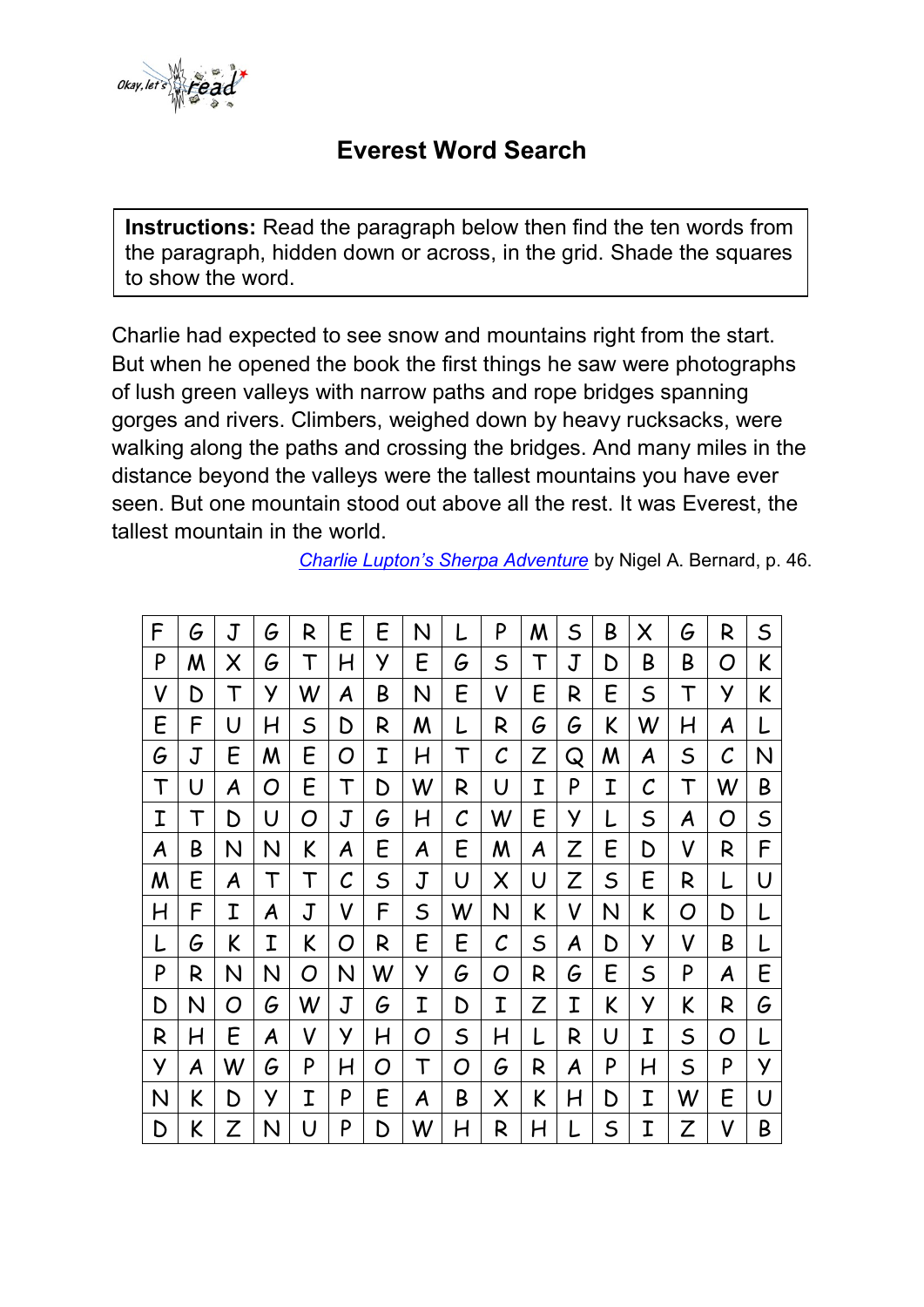# Everest Word Search

**Instructions:** Read the paragraph below then find the ten words from the paragraph, hidden down or across, in the grid. Shade the squares to show the word.

Charlie had expected to see snow and mountains right from the start. But when he opened the book the first things he saw were photographs of lush green valleys with narrow paths and rope bridges spanning gorges and rivers. Climbers, weighed down by heavy rucksacks, were walking along the paths and crossing the bridges. And many miles in the distance beyond the valleys were the tallest mountains you have ever seen. But one mountain stood out above all the rest. It was Everest, the tallest mountain in the world.

*Charlie Lupton's Sherpa Adventure* by Nigel A. Bernard, p. 46.

| | | | | | | | | | | | | | | | | |
|---|---|---|---|---|---|---|---|---|---|---|---|---|---|---|---|---|
| F | G | J | G | R | E | E | N | L | P | M | S | B | X | G | R | S |
| P | M | X | G | T | H | Y | E | G | S | T | J | D | B | B | O | K |
| V | D | T | Y | W | A | B | N | E | V | E | R | E | S | T | Y | K |
| E | F | U | H | S | D | R | M | L | R | G | G | K | W | H | A | L |
| G | J | E | M | E | O | I | H | T | C | Z | Q | M | A | S | C | N |
| T | U | A | O | E | T | D | W | R | U | I | P | I | C | T | W | B |
| I | T | D | U | O | J | G | H | C | W | E | Y | L | S | A | O | S |
| A | B | N | N | K | A | E | A | E | M | A | Z | E | D | V | R | F |
| M | E | A | T | T | C | S | J | U | X | U | Z | S | E | R | L | U |
| H | F | I | A | J | V | F | S | W | N | K | V | N | K | O | D | L |
| L | G | K | I | K | O | R | E | E | C | S | A | D | Y | V | B | L |
| P | R | N | N | O | N | W | Y | G | O | R | G | E | S | P | A | E |
| D | N | O | G | W | J | G | I | D | I | Z | I | K | Y | K | R | G |
| R | H | E | A | V | Y | H | O | S | H | L | R | U | I | S | O | L |
| Y | A | W | G | P | H | O | T | O | G | R | A | P | H | S | P | Y |
| N | K | D | Y | I | P | E | A | B | X | K | H | D | I | W | E | U |
| D | K | Z | N | U | P | D | W | H | R | H | L | S | I | Z | V | B |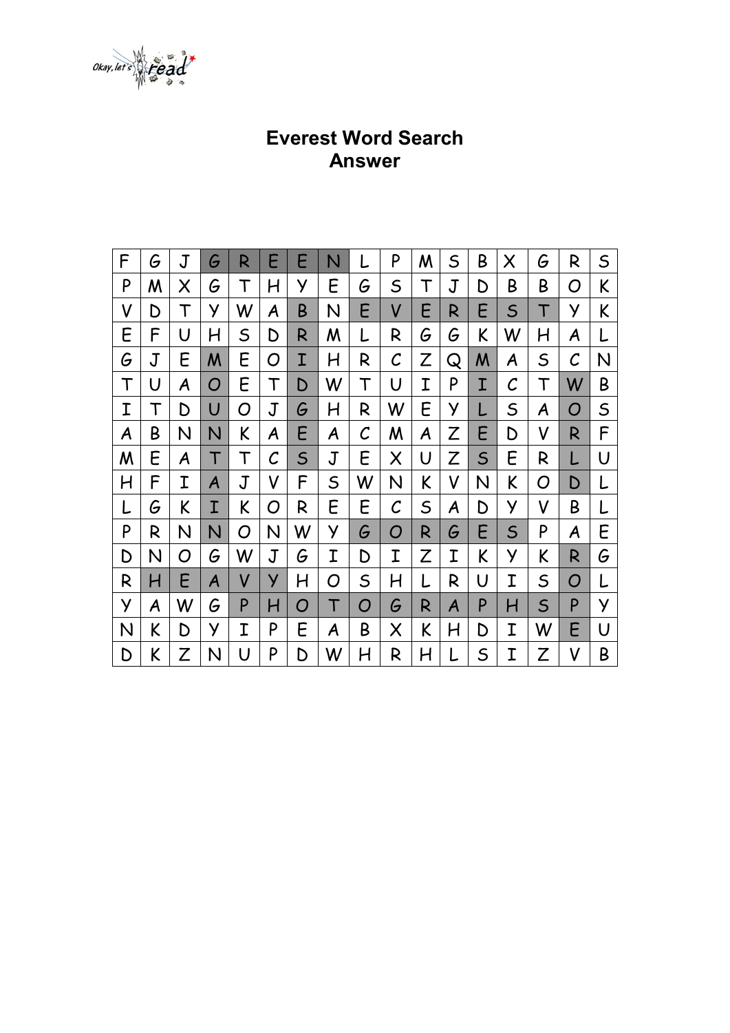# Everest Word Search
## Answer

| | | | | | | | | | | | | | | | | | |
|---|---|---|---|---|---|---|---|---|---|---|---|---|---|---|---|---|---|
| F | G | J | G | R | E | E | N | L | P | M | S | B | X | G | R | S |
| P | M | X | G | T | H | Y | E | G | S | T | J | D | B | B | O | K |
| V | D | T | Y | W | A | B | N | E | V | E | R | E | S | T | Y | K |
| E | F | U | H | S | D | R | M | L | R | G | G | K | W | H | A | L |
| G | J | E | M | E | O | I | H | R | C | Z | Q | M | A | S | C | N |
| T | U | A | O | E | T | D | W | T | U | I | P | I | C | T | W | B |
| I | T | D | U | O | J | G | H | R | W | E | Y | L | S | A | O | S |
| A | B | N | N | K | A | E | A | C | M | A | Z | E | D | V | R | F |
| M | E | A | T | T | C | S | J | E | X | U | Z | S | E | R | L | U |
| H | F | I | A | J | V | F | S | W | N | K | V | N | K | O | D | L |
| L | G | K | I | K | O | R | E | E | C | S | A | D | Y | V | B | L |
| P | R | N | N | O | N | W | Y | G | O | R | G | E | S | P | A | E |
| D | N | O | G | W | J | G | I | D | I | Z | I | K | Y | K | R | G |
| R | H | E | A | V | Y | H | O | S | H | L | R | U | I | S | O | L |
| Y | A | W | G | P | H | O | T | O | G | R | A | P | H | S | P | Y |
| N | K | D | Y | I | P | E | A | B | X | K | H | D | I | W | E | U |
| D | K | Z | N | U | P | D | W | H | R | H | L | S | I | Z | V | B |